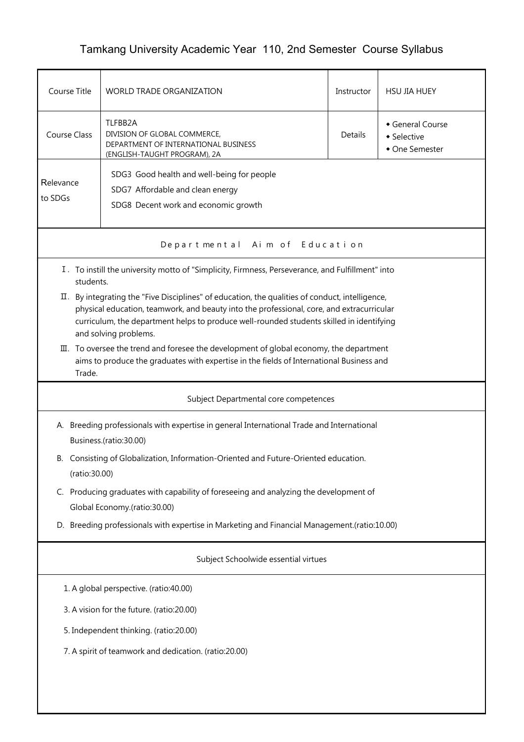# Tamkang University Academic Year 110, 2nd Semester Course Syllabus

| Course Title | WORLD TRADE ORGANIZATION | Instructor | HSU JIA HUEY |
|---|---|---|---|
| Course Class | TLFBB2A<br>DIVISION OF GLOBAL COMMERCE, DEPARTMENT OF INTERNATIONAL BUSINESS (ENGLISH-TAUGHT PROGRAM), 2A | Details | ◆ General Course<br>◆ Selective<br>◆ One Semester |
| Relevance to SDGs | SDG3 Good health and well-being for people<br>SDG7 Affordable and clean energy<br>SDG8 Decent work and economic growth | | |

## Departmental Aim of Education

Ⅰ. To instill the university motto of "Simplicity, Firmness, Perseverance, and Fulfillment" into students.

Ⅱ. By integrating the "Five Disciplines" of education, the qualities of conduct, intelligence, physical education, teamwork, and beauty into the professional, core, and extracurricular curriculum, the department helps to produce well-rounded students skilled in identifying and solving problems.

Ⅲ. To oversee the trend and foresee the development of global economy, the department aims to produce the graduates with expertise in the fields of International Business and Trade.

## Subject Departmental core competences

A. Breeding professionals with expertise in general International Trade and International Business.(ratio:30.00)

B. Consisting of Globalization, Information-Oriented and Future-Oriented education.(ratio:30.00)

C. Producing graduates with capability of foreseeing and analyzing the development of Global Economy.(ratio:30.00)

D. Breeding professionals with expertise in Marketing and Financial Management.(ratio:10.00)

## Subject Schoolwide essential virtues

1. A global perspective. (ratio:40.00)

3. A vision for the future. (ratio:20.00)

5. Independent thinking. (ratio:20.00)

7. A spirit of teamwork and dedication. (ratio:20.00)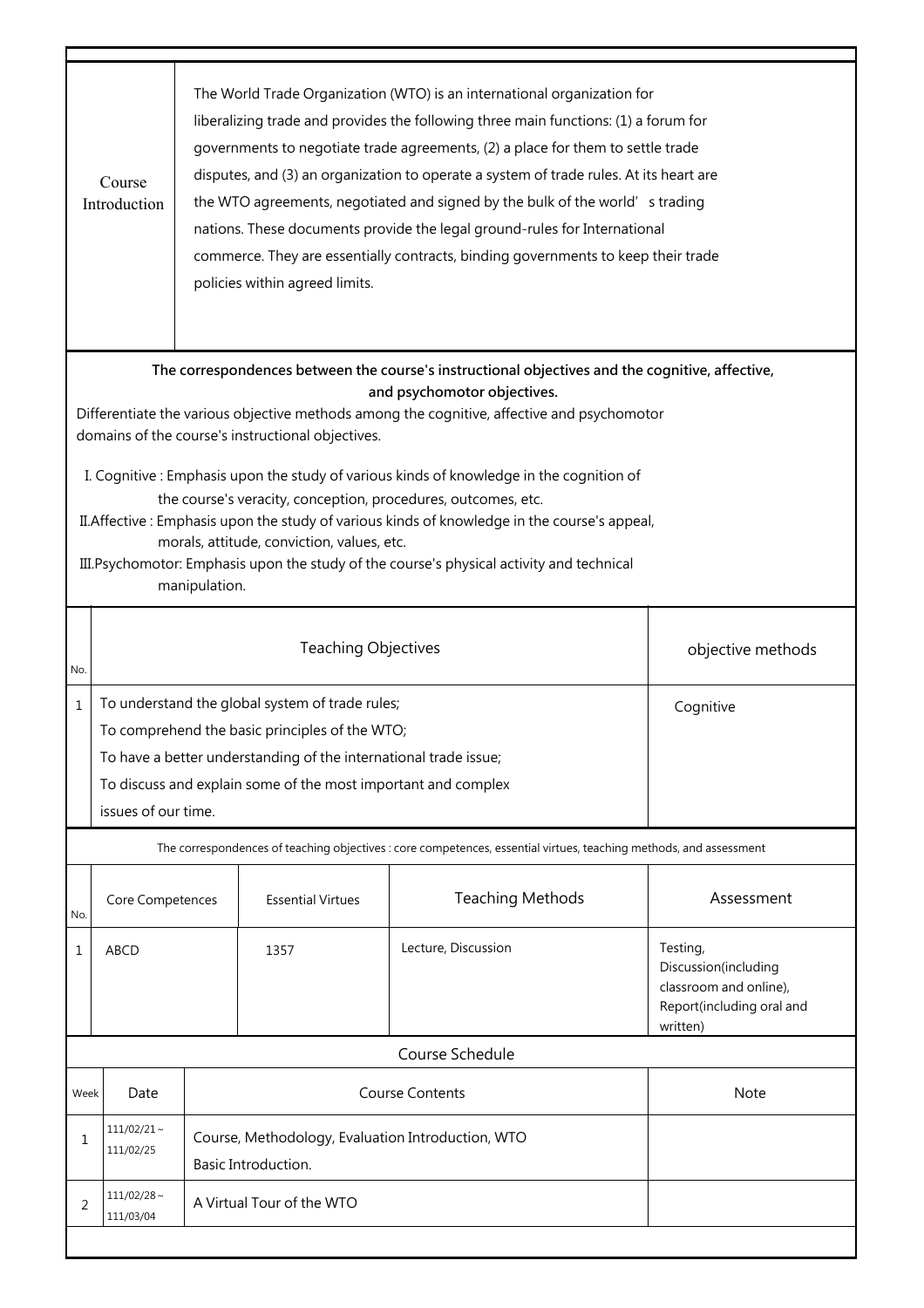| Course Introduction | The World Trade Organization (WTO) is an international organization for liberalizing trade and provides the following three main functions: (1) a forum for governments to negotiate trade agreements, (2) a place for them to settle trade disputes, and (3) an organization to operate a system of trade rules. At its heart are the WTO agreements, negotiated and signed by the bulk of the world' s trading nations. These documents provide the legal ground-rules for International commerce. They are essentially contracts, binding governments to keep their trade policies within agreed limits. |
|---|---|

**The correspondences between the course's instructional objectives and the cognitive, affective, and psychomotor objectives.**

Differentiate the various objective methods among the cognitive, affective and psychomotor domains of the course's instructional objectives.

I. Cognitive : Emphasis upon the study of various kinds of knowledge in the cognition of the course's veracity, conception, procedures, outcomes, etc.

II.Affective : Emphasis upon the study of various kinds of knowledge in the course's appeal, morals, attitude, conviction, values, etc.

III.Psychomotor: Emphasis upon the study of the course's physical activity and technical manipulation.

| No. | Teaching Objectives | objective methods |
|---|---|---|
| 1 | To understand the global system of trade rules; To comprehend the basic principles of the WTO; To have a better understanding of the international trade issue; To discuss and explain some of the most important and complex issues of our time. | Cognitive |

The correspondences of teaching objectives : core competences, essential virtues, teaching methods, and assessment

| No. | Core Competences | Essential Virtues | Teaching Methods | Assessment |
|---|---|---|---|---|
| 1 | ABCD | 1357 | Lecture, Discussion | Testing, Discussion(including classroom and online), Report(including oral and written) |

**Course Schedule**

| Week | Date | Course Contents | Note |
|---|---|---|---|
| 1 | 111/02/21～111/02/25 | Course, Methodology, Evaluation Introduction, WTO Basic Introduction. | |
| 2 | 111/02/28～111/03/04 | A Virtual Tour of the WTO | |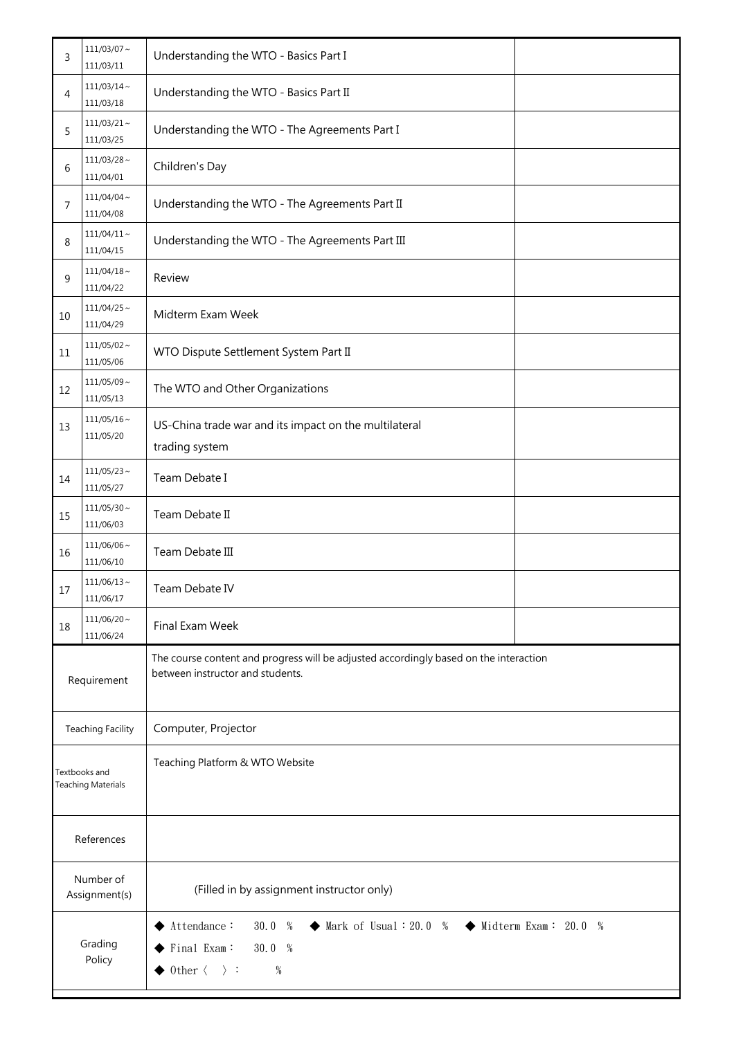| | | | |
|---|---|---|---|
| 3 | 111/03/07～111/03/11 | Understanding the WTO - Basics Part I | |
| 4 | 111/03/14～111/03/18 | Understanding the WTO - Basics Part II | |
| 5 | 111/03/21～111/03/25 | Understanding the WTO - The Agreements Part I | |
| 6 | 111/03/28～111/04/01 | Children's Day | |
| 7 | 111/04/04～111/04/08 | Understanding the WTO - The Agreements Part II | |
| 8 | 111/04/11～111/04/15 | Understanding the WTO - The Agreements Part III | |
| 9 | 111/04/18～111/04/22 | Review | |
| 10 | 111/04/25～111/04/29 | Midterm Exam Week | |
| 11 | 111/05/02～111/05/06 | WTO Dispute Settlement System Part II | |
| 12 | 111/05/09～111/05/13 | The WTO and Other Organizations | |
| 13 | 111/05/16～111/05/20 | US-China trade war and its impact on the multilateral trading system | |
| 14 | 111/05/23～111/05/27 | Team Debate I | |
| 15 | 111/05/30～111/06/03 | Team Debate II | |
| 16 | 111/06/06～111/06/10 | Team Debate III | |
| 17 | 111/06/13～111/06/17 | Team Debate IV | |
| 18 | 111/06/20～111/06/24 | Final Exam Week | |

| | |
|---|---|
| Requirement | The course content and progress will be adjusted accordingly based on the interaction between instructor and students. |
| Teaching Facility | Computer, Projector |
| Textbooks and Teaching Materials | Teaching Platform & WTO Website |
| References | |
| Number of Assignment(s) | (Filled in by assignment instructor only) |
| Grading Policy | ◆ Attendance： 30.0 % ◆ Mark of Usual：20.0 % ◆ Midterm Exam： 20.0 %<br>◆ Final Exam： 30.0 %<br>◆ Other〈 〉： % |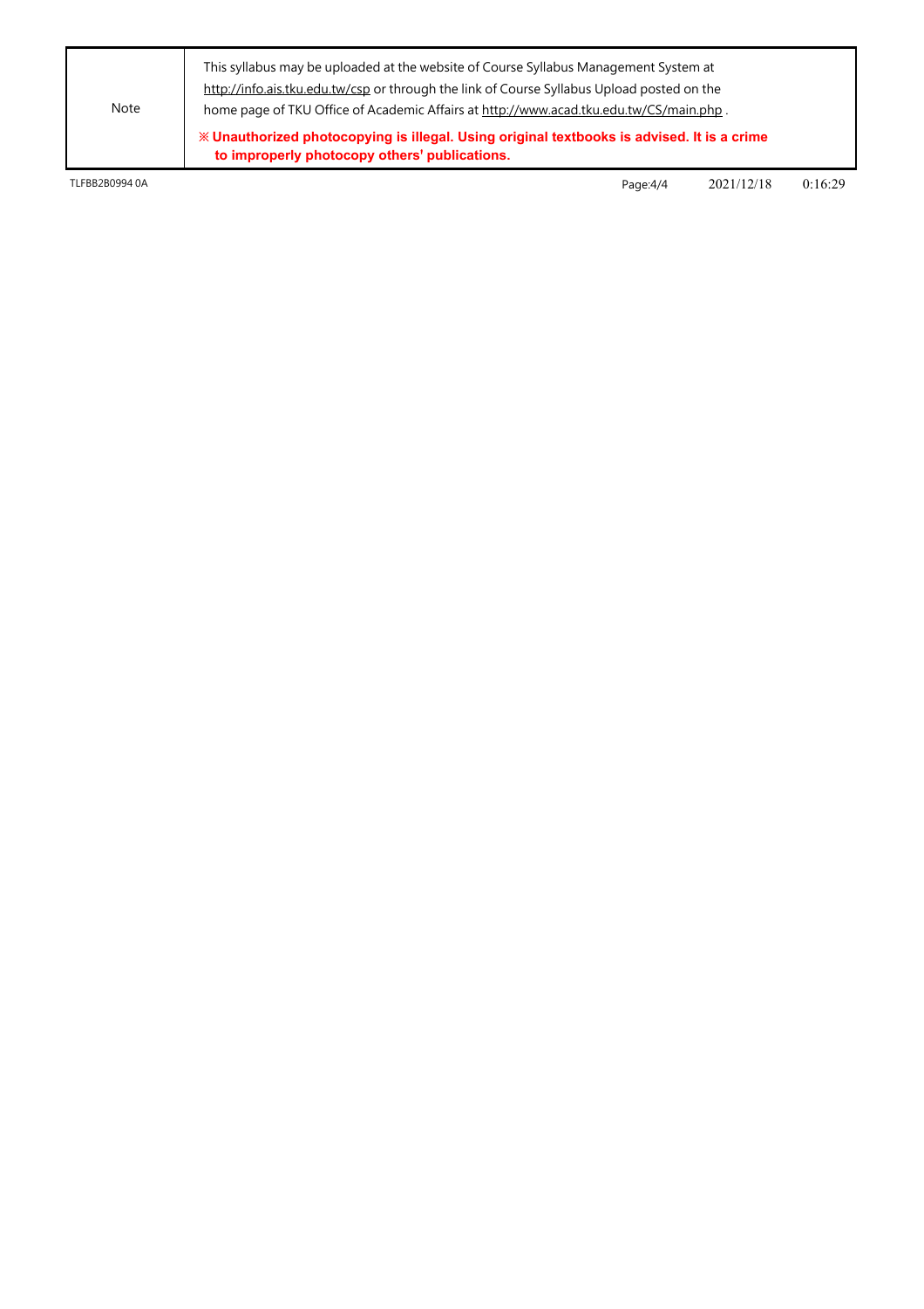| | |
|---|---|
| Note | This syllabus may be uploaded at the website of Course Syllabus Management System at http://info.ais.tku.edu.tw/csp or through the link of Course Syllabus Upload posted on the home page of TKU Office of Academic Affairs at http://www.acad.tku.edu.tw/CS/main.php .<br>**※ Unauthorized photocopying is illegal. Using original textbooks is advised. It is a crime to improperly photocopy others' publications.** |